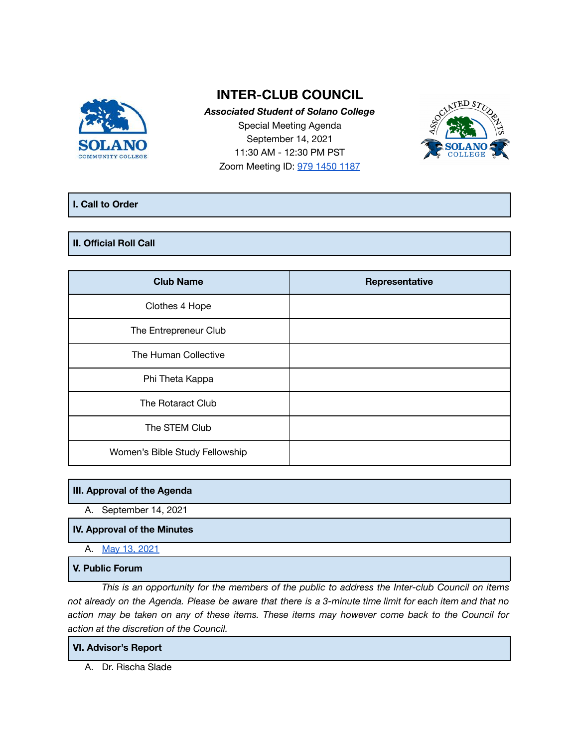# INTER-CLUB COUNCIL

***Associated Student of Solano College***

Special Meeting Agenda

September 14, 2021

11:30 AM - 12:30 PM PST

Zoom Meeting ID: 979 1450 1187

## I. Call to Order

## II. Official Roll Call

| Club Name | Representative |
|---|---|
| Clothes 4 Hope | |
| The Entrepreneur Club | |
| The Human Collective | |
| Phi Theta Kappa | |
| The Rotaract Club | |
| The STEM Club | |
| Women's Bible Study Fellowship | |

## III. Approval of the Agenda

A. September 14, 2021

## IV. Approval of the Minutes

A. May 13, 2021

## V. Public Forum

*This is an opportunity for the members of the public to address the Inter-club Council on items not already on the Agenda. Please be aware that there is a 3-minute time limit for each item and that no action may be taken on any of these items. These items may however come back to the Council for action at the discretion of the Council.*

## VI. Advisor's Report

A. Dr. Rischa Slade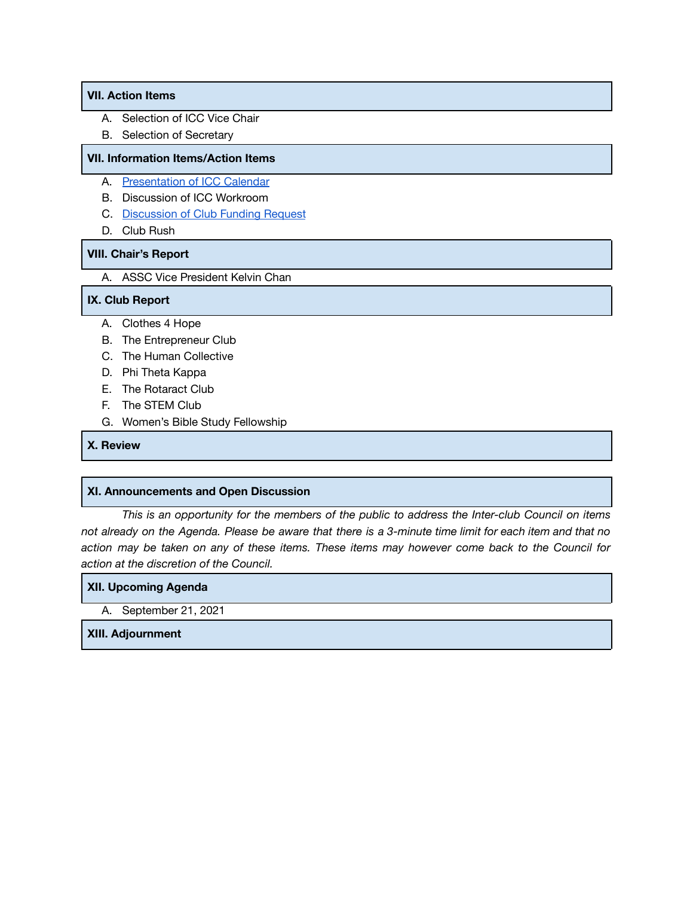## VII. Action Items

A. Selection of ICC Vice Chair
B. Selection of Secretary

## VII. Information Items/Action Items

A. Presentation of ICC Calendar
B. Discussion of ICC Workroom
C. Discussion of Club Funding Request
D. Club Rush

## VIII. Chair's Report

A. ASSC Vice President Kelvin Chan

## IX. Club Report

A. Clothes 4 Hope
B. The Entrepreneur Club
C. The Human Collective
D. Phi Theta Kappa
E. The Rotaract Club
F. The STEM Club
G. Women's Bible Study Fellowship

## X. Review

## XI. Announcements and Open Discussion

*This is an opportunity for the members of the public to address the Inter-club Council on items not already on the Agenda. Please be aware that there is a 3-minute time limit for each item and that no action may be taken on any of these items. These items may however come back to the Council for action at the discretion of the Council.*

## XII. Upcoming Agenda

A. September 21, 2021

## XIII. Adjournment